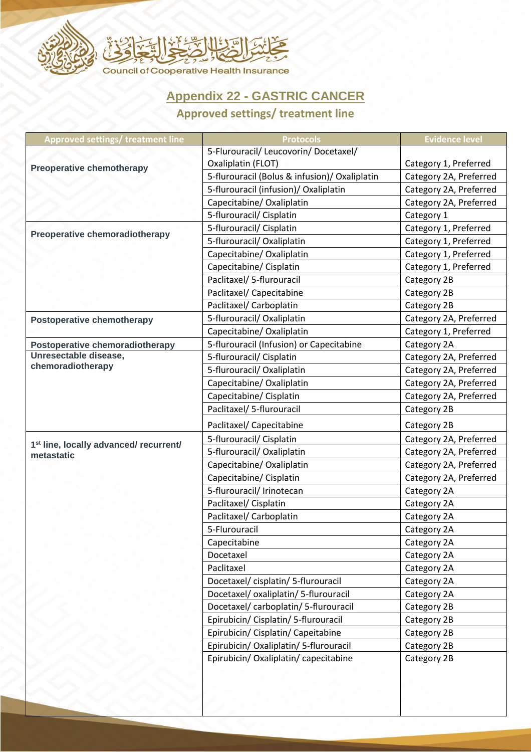مجلس الضمان الصحي التعاوني

Council of Cooperative Health Insurance

# Appendix 22 - GASTRIC CANCER

## Approved settings/ treatment line

| Approved settings/ treatment line | Protocols | Evidence level |
|---|---|---|
| **Preoperative chemotherapy** | 5-Flurouracil/ Leucovorin/ Docetaxel/ Oxaliplatin (FLOT) | Category 1, Preferred |
| | 5-flurouracil (Bolus & infusion)/ Oxaliplatin | Category 2A, Preferred |
| | 5-flurouracil (infusion)/ Oxaliplatin | Category 2A, Preferred |
| | Capecitabine/ Oxaliplatin | Category 2A, Preferred |
| | 5-flurouracil/ Cisplatin | Category 1 |
| **Preoperative chemoradiotherapy** | 5-flurouracil/ Cisplatin | Category 1, Preferred |
| | 5-flurouracil/ Oxaliplatin | Category 1, Preferred |
| | Capecitabine/ Oxaliplatin | Category 1, Preferred |
| | Capecitabine/ Cisplatin | Category 1, Preferred |
| | Paclitaxel/ 5-flurouracil | Category 2B |
| | Paclitaxel/ Capecitabine | Category 2B |
| | Paclitaxel/ Carboplatin | Category 2B |
| **Postoperative chemotherapy** | 5-flurouracil/ Oxaliplatin | Category 2A, Preferred |
| | Capecitabine/ Oxaliplatin | Category 1, Preferred |
| **Postoperative chemoradiotherapy** | 5-flurouracil (Infusion) or Capecitabine | Category 2A |
| **Unresectable disease, chemoradiotherapy** | 5-flurouracil/ Cisplatin | Category 2A, Preferred |
| | 5-flurouracil/ Oxaliplatin | Category 2A, Preferred |
| | Capecitabine/ Oxaliplatin | Category 2A, Preferred |
| | Capecitabine/ Cisplatin | Category 2A, Preferred |
| | Paclitaxel/ 5-flurouracil | Category 2B |
| | Paclitaxel/ Capecitabine | Category 2B |
| **1st line, locally advanced/ recurrent/ metastatic** | 5-flurouracil/ Cisplatin | Category 2A, Preferred |
| | 5-flurouracil/ Oxaliplatin | Category 2A, Preferred |
| | Capecitabine/ Oxaliplatin | Category 2A, Preferred |
| | Capecitabine/ Cisplatin | Category 2A, Preferred |
| | 5-flurouracil/ Irinotecan | Category 2A |
| | Paclitaxel/ Cisplatin | Category 2A |
| | Paclitaxel/ Carboplatin | Category 2A |
| | 5-Flurouracil | Category 2A |
| | Capecitabine | Category 2A |
| | Docetaxel | Category 2A |
| | Paclitaxel | Category 2A |
| | Docetaxel/ cisplatin/ 5-flurouracil | Category 2A |
| | Docetaxel/ oxaliplatin/ 5-flurouracil | Category 2A |
| | Docetaxel/ carboplatin/ 5-flurouracil | Category 2B |
| | Epirubicin/ Cisplatin/ 5-flurouracil | Category 2B |
| | Epirubicin/ Cisplatin/ Capeitabine | Category 2B |
| | Epirubicin/ Oxaliplatin/ 5-flurouracil | Category 2B |
| | Epirubicin/ Oxaliplatin/ capecitabine | Category 2B |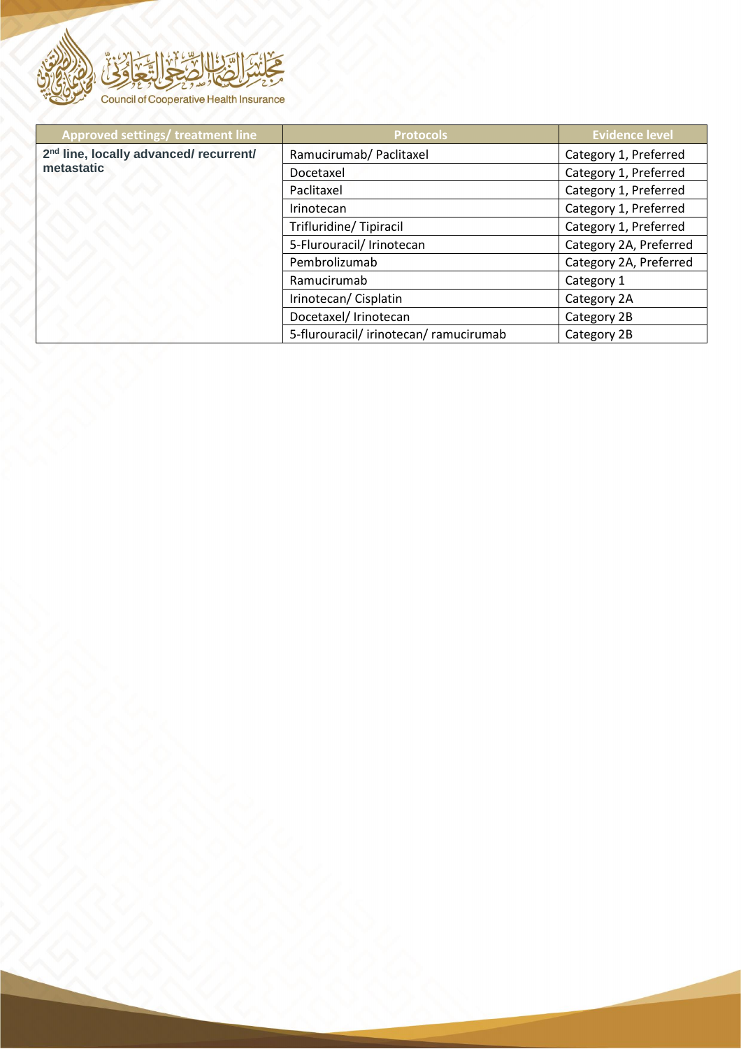| Approved settings/ treatment line | Protocols | Evidence level |
|---|---|---|
| 2nd line, locally advanced/ recurrent/ metastatic | Ramucirumab/ Paclitaxel | Category 1, Preferred |
| | Docetaxel | Category 1, Preferred |
| | Paclitaxel | Category 1, Preferred |
| | Irinotecan | Category 1, Preferred |
| | Trifluridine/ Tipiracil | Category 1, Preferred |
| | 5-Flurouracil/ Irinotecan | Category 2A, Preferred |
| | Pembrolizumab | Category 2A, Preferred |
| | Ramucirumab | Category 1 |
| | Irinotecan/ Cisplatin | Category 2A |
| | Docetaxel/ Irinotecan | Category 2B |
| | 5-flurouracil/ irinotecan/ ramucirumab | Category 2B |